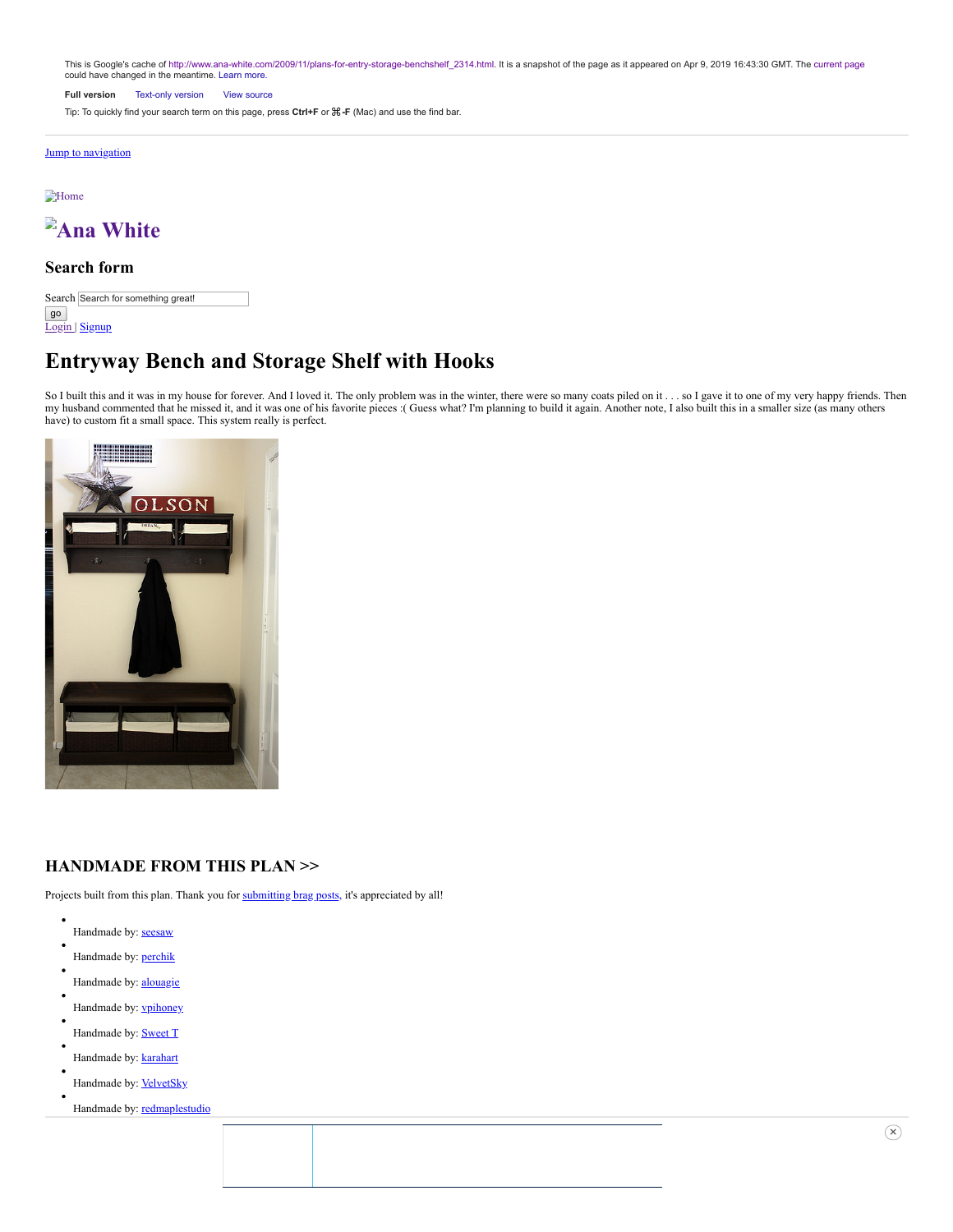This is Google's cache of http://www.ana-white.com/2009/11/plans-for-entry-storage-benchshelf_2314.html. It is a snapshot of the page as it appeared on Apr 9, 2019 16:43:30 GMT. The current page could have changed in the meantime. Learn more.

**Full version** Text-only version View source

Tip: To quickly find your search term on this page, press **Ctrl+F** or **⌘-F** (Mac) and use the find bar.

Jump to navigation

Home

# Ana White

### Search form

Search Search for something great!

go

Login | Signup

# Entryway Bench and Storage Shelf with Hooks

So I built this and it was in my house for forever. And I loved it. The only problem was in the winter, there were so many coats piled on it . . . so I gave it to one of my very happy friends. Then my husband commented that he missed it, and it was one of his favorite pieces :( Guess what? I'm planning to build it again. Another note, I also built this in a smaller size (as many others have) to custom fit a small space. This system really is perfect.

## HANDMADE FROM THIS PLAN >>

Projects built from this plan. Thank you for submitting brag posts, it's appreciated by all!

- Handmade by: seesaw
- Handmade by: perchik
- Handmade by: alouagie
- Handmade by: vpihoney
- Handmade by: Sweet T
- Handmade by: karahart
- Handmade by: VelvetSky
- Handmade by: redmaplestudio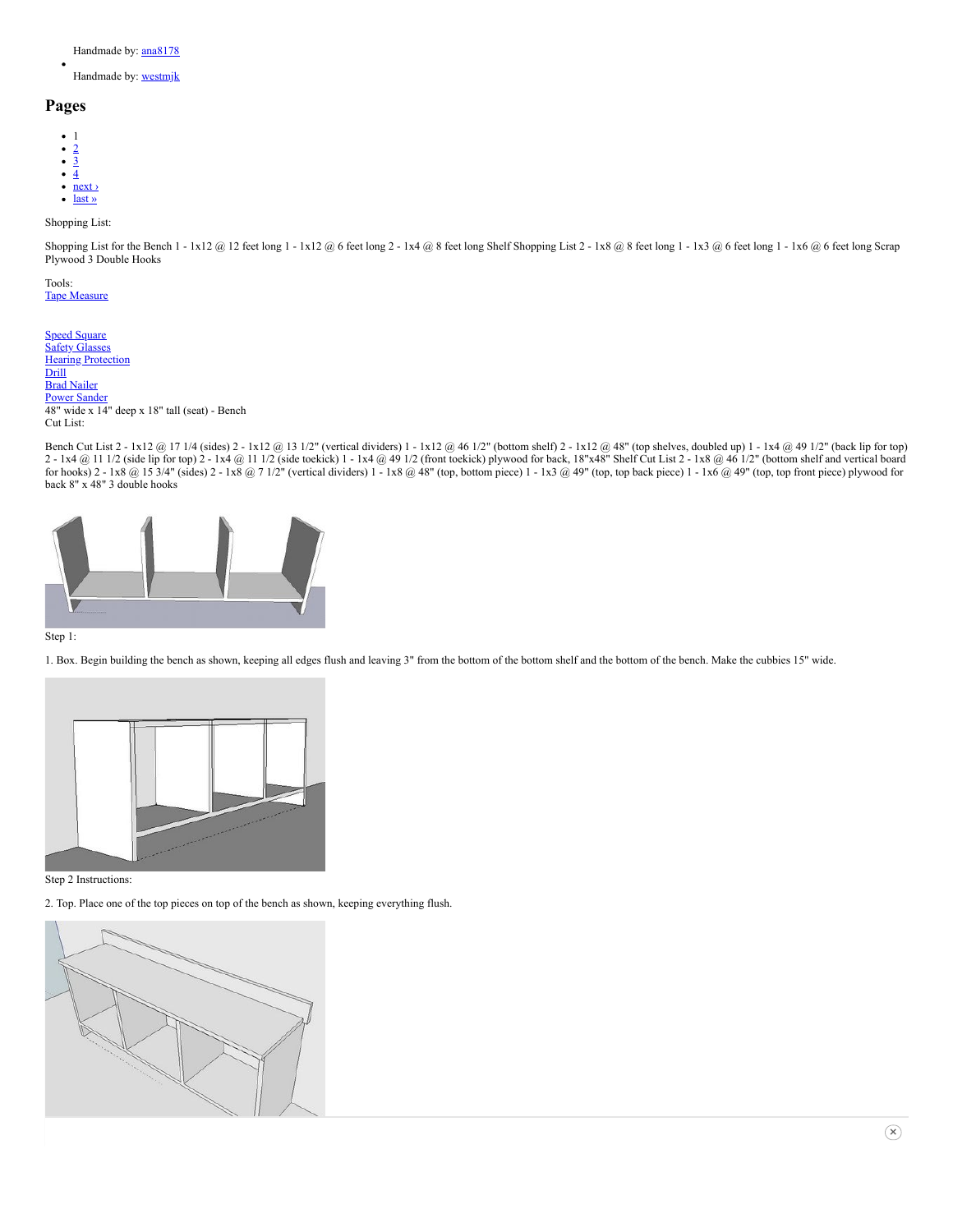Handmade by: ana8178

- Handmade by: westmjk

## Pages

- 1
- 2
- 3
- 4
- next ›
- last »

Shopping List:

Shopping List for the Bench 1 - 1x12 @ 12 feet long 1 - 1x12 @ 6 feet long 2 - 1x4 @ 8 feet long Shelf Shopping List 2 - 1x8 @ 8 feet long 1 - 1x3 @ 6 feet long 1 - 1x6 @ 6 feet long Scrap Plywood 3 Double Hooks

Tools:
Tape Measure

Speed Square
Safety Glasses
Hearing Protection
Drill
Brad Nailer
Power Sander
48" wide x 14" deep x 18" tall (seat) - Bench
Cut List:

Bench Cut List 2 - 1x12 @ 17 1/4 (sides) 2 - 1x12 @ 13 1/2" (vertical dividers) 1 - 1x12 @ 46 1/2" (bottom shelf) 2 - 1x12 @ 48" (top shelves, doubled up) 1 - 1x4 @ 49 1/2" (back lip for top) 2 - 1x4 @ 11 1/2 (side lip for top) 2 - 1x4 @ 11 1/2 (side toekick) 1 - 1x4 @ 49 1/2 (front toekick) plywood for back, 18"x48" Shelf Cut List 2 - 1x8 @ 46 1/2" (bottom shelf and vertical board for hooks) 2 - 1x8 @ 15 3/4" (sides) 2 - 1x8 @ 7 1/2" (vertical dividers) 1 - 1x8 @ 48" (top, bottom piece) 1 - 1x3 @ 49" (top, top back piece) 1 - 1x6 @ 49" (top, top front piece) plywood for back 8" x 48" 3 double hooks

Step 1:

1. Box. Begin building the bench as shown, keeping all edges flush and leaving 3" from the bottom of the bottom shelf and the bottom of the bench. Make the cubbies 15" wide.

Step 2 Instructions:

2. Top. Place one of the top pieces on top of the bench as shown, keeping everything flush.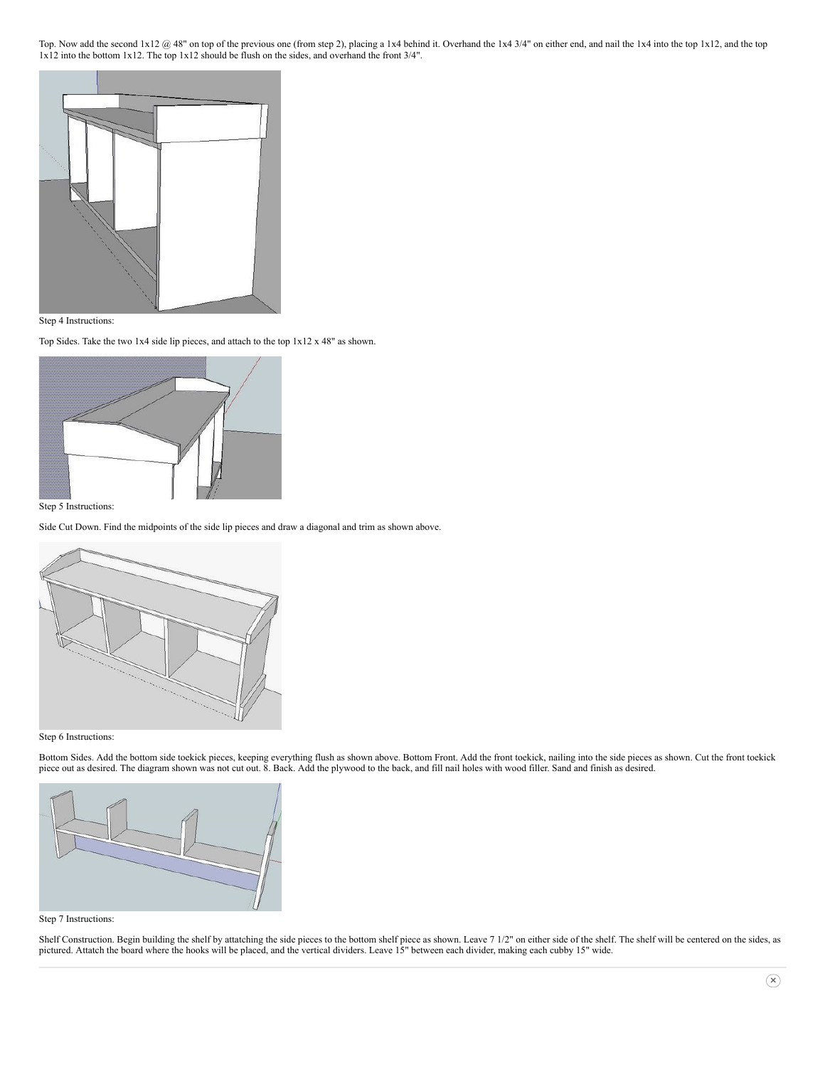Top. Now add the second 1x12 @ 48" on top of the previous one (from step 2), placing a 1x4 behind it. Overhand the 1x4 3/4" on either end, and nail the 1x4 into the top 1x12, and the top 1x12 into the bottom 1x12. The top 1x12 should be flush on the sides, and overhand the front 3/4".

Step 4 Instructions:

Top Sides. Take the two 1x4 side lip pieces, and attach to the top 1x12 x 48" as shown.

Step 5 Instructions:

Side Cut Down. Find the midpoints of the side lip pieces and draw a diagonal and trim as shown above.

Step 6 Instructions:

Bottom Sides. Add the bottom side toekick pieces, keeping everything flush as shown above. Bottom Front. Add the front toekick, nailing into the side pieces as shown. Cut the front toekick piece out as desired. The diagram shown was not cut out. 8. Back. Add the plywood to the back, and fill nail holes with wood filler. Sand and finish as desired.

Step 7 Instructions:

Shelf Construction. Begin building the shelf by attaching the side pieces to the bottom shelf piece as shown. Leave 7 1/2" on either side of the shelf. The shelf will be centered on the sides, as pictured. Attatch the board where the hooks will be placed, and the vertical dividers. Leave 15" between each divider, making each cubby 15" wide.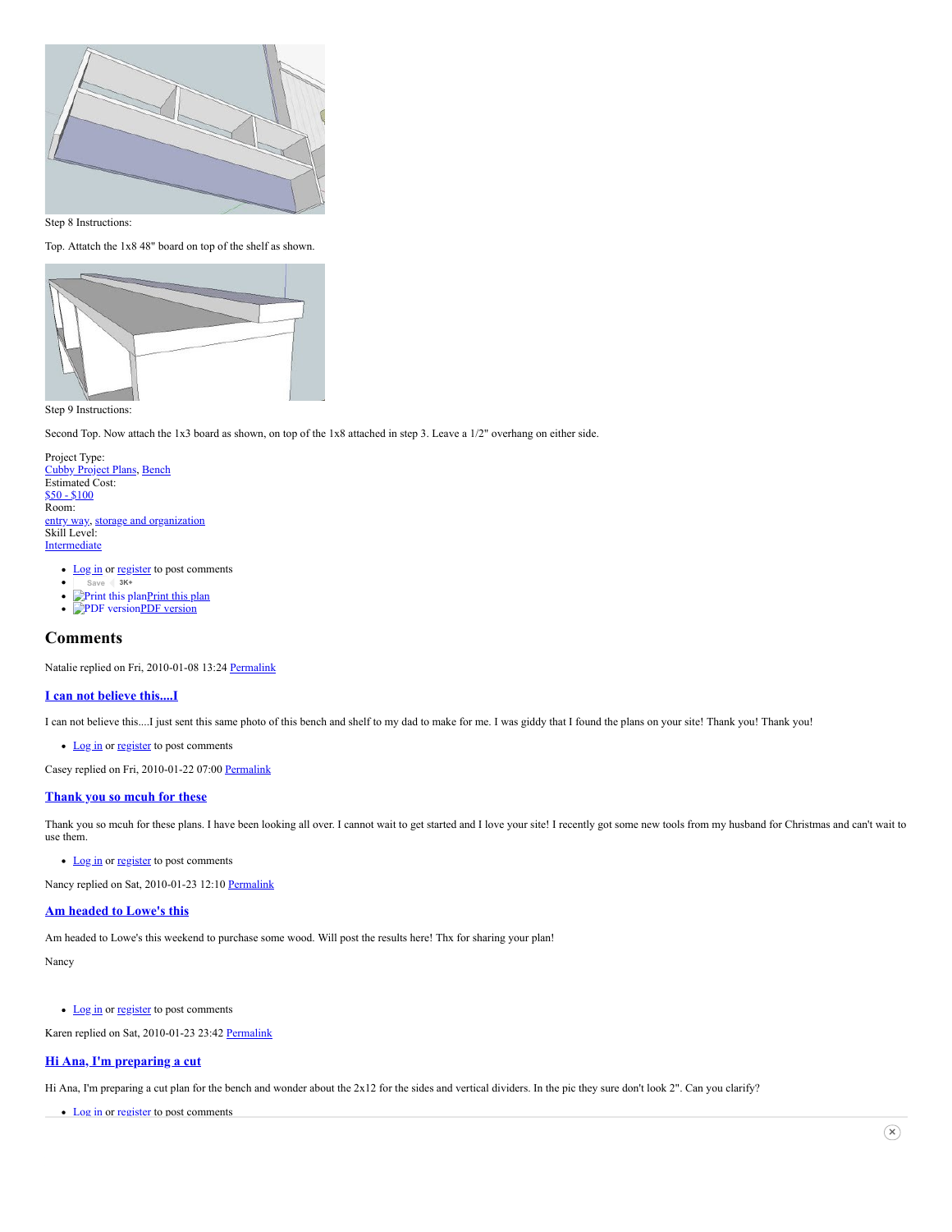Step 8 Instructions:

Top. Attach the 1x8 48" board on top of the shelf as shown.

Step 9 Instructions:

Second Top. Now attach the 1x3 board as shown, on top of the 1x8 attached in step 3. Leave a 1/2" overhang on either side.

Project Type:
Cubby Project Plans, Bench
Estimated Cost:
$50 - $100
Room:
entry way, storage and organization
Skill Level:
Intermediate

- Log in or register to post comments
- Save 3K+
- Print this planPrint this plan
- PDF versionPDF version

## Comments

Natalie replied on Fri, 2010-01-08 13:24 Permalink

### I can not believe this....I

I can not believe this....I just sent this same photo of this bench and shelf to my dad to make for me. I was giddy that I found the plans on your site! Thank you! Thank you!

- Log in or register to post comments

Casey replied on Fri, 2010-01-22 07:00 Permalink

### Thank you so mcuh for these

Thank you so mcuh for these plans. I have been looking all over. I cannot wait to get started and I love your site! I recently got some new tools from my husband for Christmas and can't wait to use them.

- Log in or register to post comments

Nancy replied on Sat, 2010-01-23 12:10 Permalink

### Am headed to Lowe's this

Am headed to Lowe's this weekend to purchase some wood. Will post the results here! Thx for sharing your plan!

Nancy

- Log in or register to post comments

Karen replied on Sat, 2010-01-23 23:42 Permalink

### Hi Ana, I'm preparing a cut

Hi Ana, I'm preparing a cut plan for the bench and wonder about the 2x12 for the sides and vertical dividers. In the pic they sure don't look 2". Can you clarify?

- Log in or register to post comments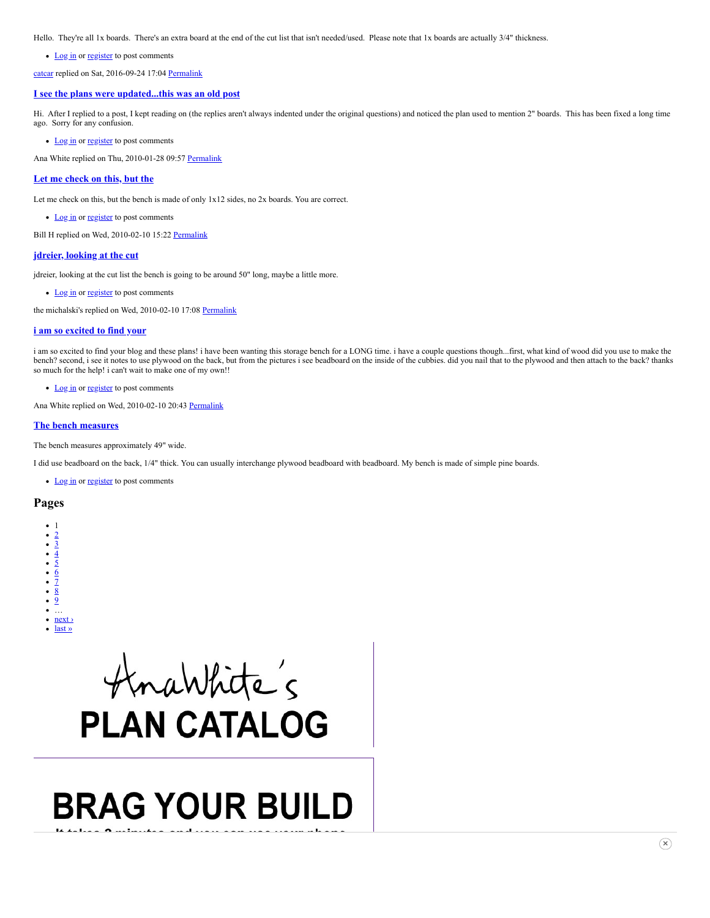Hello. They're all 1x boards. There's an extra board at the end of the cut list that isn't needed/used. Please note that 1x boards are actually 3/4" thickness.

- Log in or register to post comments

catcar replied on Sat, 2016-09-24 17:04 Permalink

### I see the plans were updated...this was an old post

Hi. After I replied to a post, I kept reading on (the replies aren't always indented under the original questions) and noticed the plan used to mention 2" boards. This has been fixed a long time ago. Sorry for any confusion.

- Log in or register to post comments

Ana White replied on Thu, 2010-01-28 09:57 Permalink

### Let me check on this, but the

Let me check on this, but the bench is made of only 1x12 sides, no 2x boards. You are correct.

- Log in or register to post comments

Bill H replied on Wed, 2010-02-10 15:22 Permalink

### jdreier, looking at the cut

jdreier, looking at the cut list the bench is going to be around 50" long, maybe a little more.

- Log in or register to post comments

the michalski's replied on Wed, 2010-02-10 17:08 Permalink

### i am so excited to find your

i am so excited to find your blog and these plans! i have been wanting this storage bench for a LONG time. i have a couple questions though...first, what kind of wood did you use to make the bench? second, i see it notes to use plywood on the back, but from the pictures i see beadboard on the inside of the cubbies. did you nail that to the plywood and then attach to the back? thanks so much for the help! i can't wait to make one of my own!!

- Log in or register to post comments

Ana White replied on Wed, 2010-02-10 20:43 Permalink

### The bench measures

The bench measures approximately 49" wide.

I did use beadboard on the back, 1/4" thick. You can usually interchange plywood beadboard with beadboard. My bench is made of simple pine boards.

- Log in or register to post comments

## Pages

- 1
- 2
- 3
- 4
- 5
- 6
- 7
- 8
- 9
- …
- next ›
- last »

AnaWhite's PLAN CATALOG

BRAG YOUR BUILD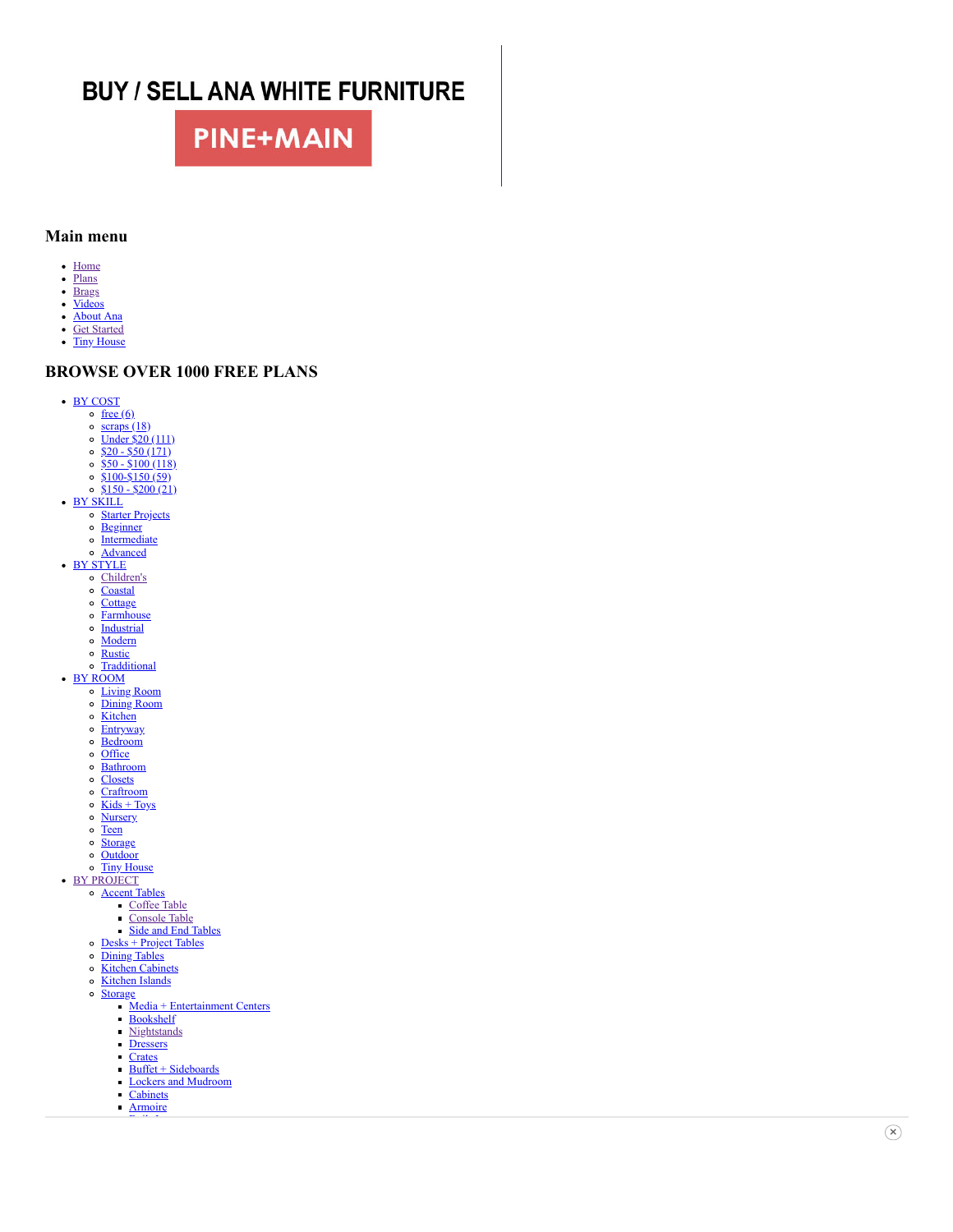BUY / SELL ANA WHITE FURNITURE

PINE+MAIN

## Main menu

- Home
- Plans
- Brags
- Videos
- About Ana
- Get Started
- Tiny House

## BROWSE OVER 1000 FREE PLANS

- BY COST
  - free (6)
  - scraps (18)
  - Under $20 (111)
  - $20 - $50 (171)
  - $50 - $100 (118)
  - $100-$150 (59)
  - $150 - $200 (21)
- BY SKILL
  - Starter Projects
  - Beginner
  - Intermediate
  - Advanced
- BY STYLE
  - Children's
  - Coastal
  - Cottage
  - Farmhouse
  - Industrial
  - Modern
  - Rustic
  - Tradditional
- BY ROOM
  - Living Room
  - Dining Room
  - Kitchen
  - Entryway
  - Bedroom
  - Office
  - Bathroom
  - Closets
  - Craftroom
  - Kids + Toys
  - Nursery
  - Teen
  - Storage
  - Outdoor
  - Tiny House
- BY PROJECT
  - Accent Tables
    - Coffee Table
    - Console Table
    - Side and End Tables
  - Desks + Project Tables
  - Dining Tables
  - Kitchen Cabinets
  - Kitchen Islands
  - Storage
    - Media + Entertainment Centers
    - Bookshelf
    - Nightstands
    - Dressers
    - Crates
    - Buffet + Sideboards
    - Lockers and Mudroom
    - Cabinets
    - Armoire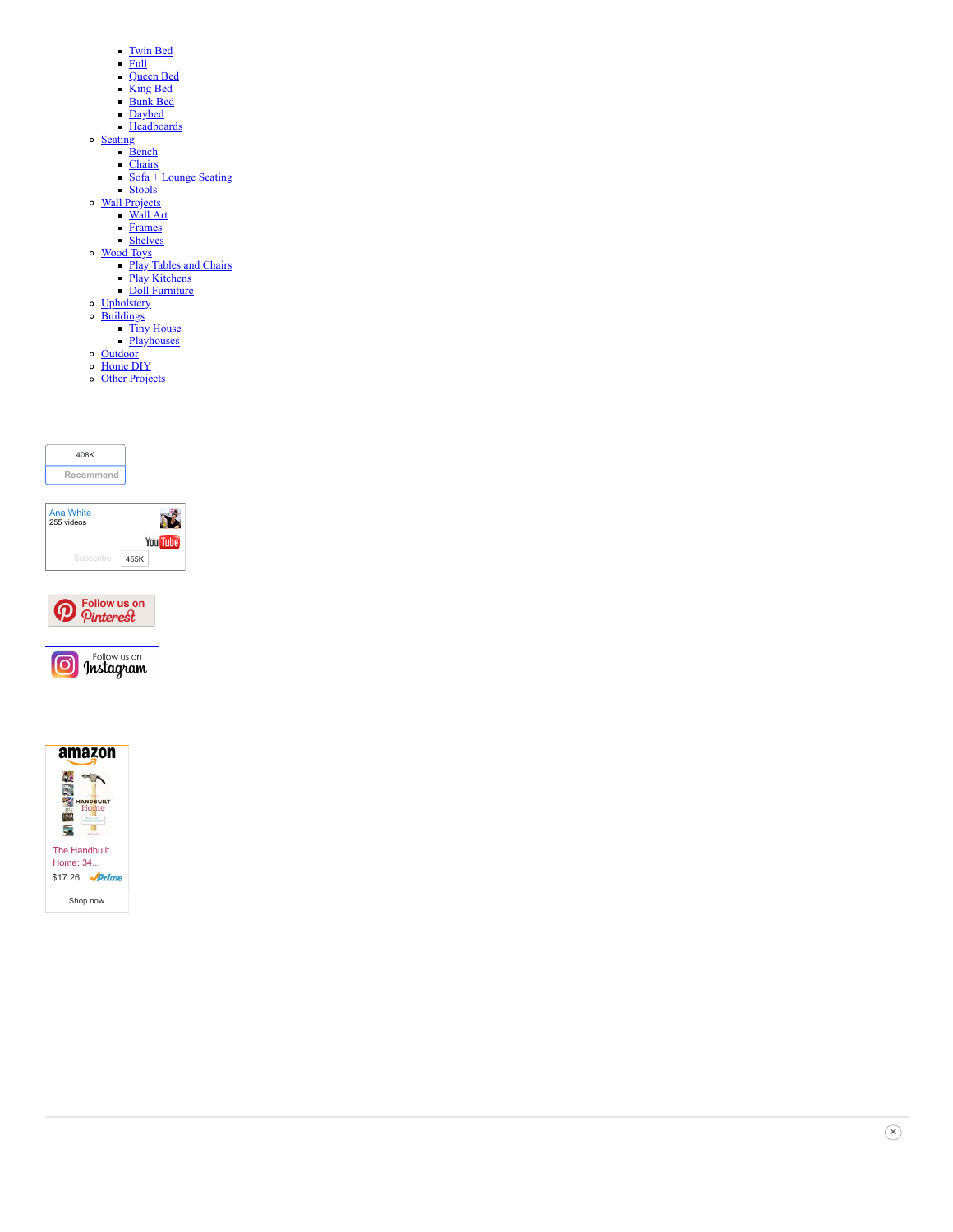- Twin Bed
    - Full
    - Queen Bed
    - King Bed
    - Bunk Bed
    - Daybed
    - Headboards
- Seating
    - Bench
    - Chairs
    - Sofa + Lounge Seating
    - Stools
- Wall Projects
    - Wall Art
    - Frames
    - Shelves
- Wood Toys
    - Play Tables and Chairs
    - Play Kitchens
    - Doll Furniture
- Upholstery
- Buildings
    - Tiny House
    - Playhouses
- Outdoor
- Home DIY
- Other Projects

408K
Recommend

Ana White
255 videos
YouTube
Subscribe 455K

Follow us on Pinterest

Follow us on Instagram

amazon
The Handbuilt Home: 34...
$17.26 Prime
Shop now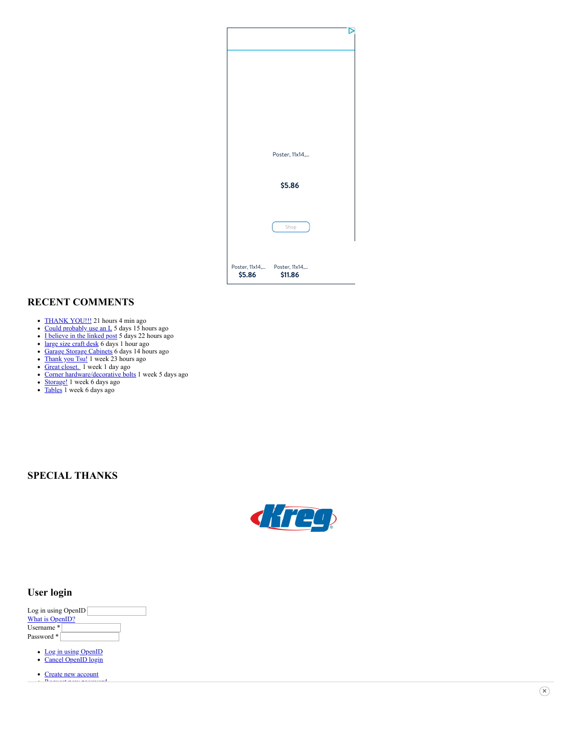Poster, 11x14,...

$5.86

Shop

Poster, 11x14,... $5.86 Poster, 11x14,... $11.86

## RECENT COMMENTS

- THANK YOU!!! 21 hours 4 min ago
- Could probably use an L 5 days 15 hours ago
- I believe in the linked post 5 days 22 hours ago
- large size craft desk 6 days 1 hour ago
- Garage Storage Cabinets 6 days 14 hours ago
- Thank you Tsu! 1 week 23 hours ago
- Great closet. 1 week 1 day ago
- Corner hardware/decorative bolts 1 week 5 days ago
- Storage! 1 week 6 days ago
- Tables 1 week 6 days ago

## SPECIAL THANKS

Kreg

## User login

Log in using OpenID
What is OpenID?
Username *
Password *

- Log in using OpenID
- Cancel OpenID login

- Create new account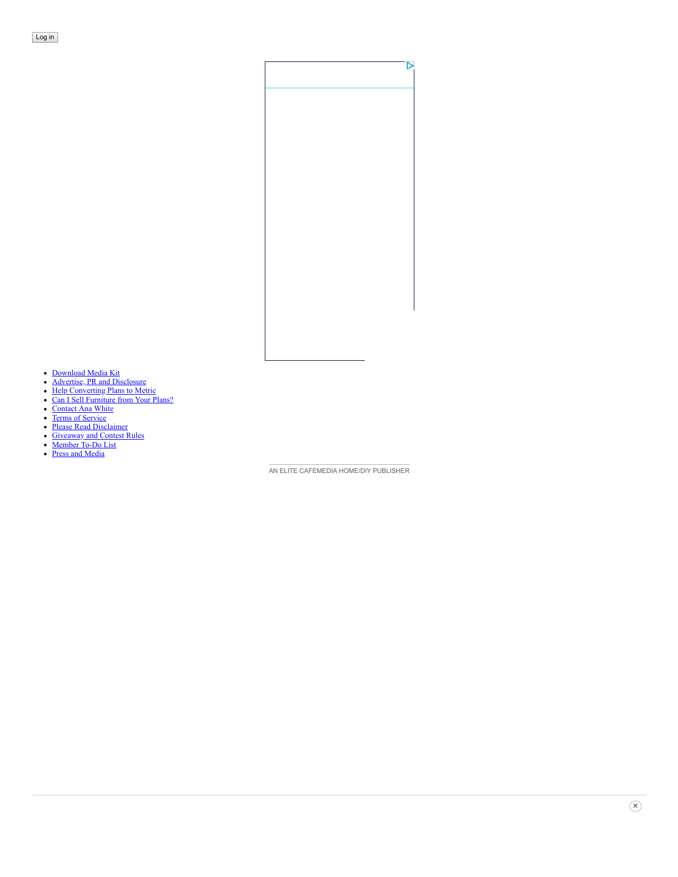Log in

- Download Media Kit
- Advertise, PR and Disclosure
- Help Converting Plans to Metric
- Can I Sell Furniture from Your Plans?
- Contact Ana White
- Terms of Service
- Please Read Disclaimer
- Giveaway and Contest Rules
- Member To-Do List
- Press and Media

AN ELITE CAFEMEDIA HOME/DIY PUBLISHER